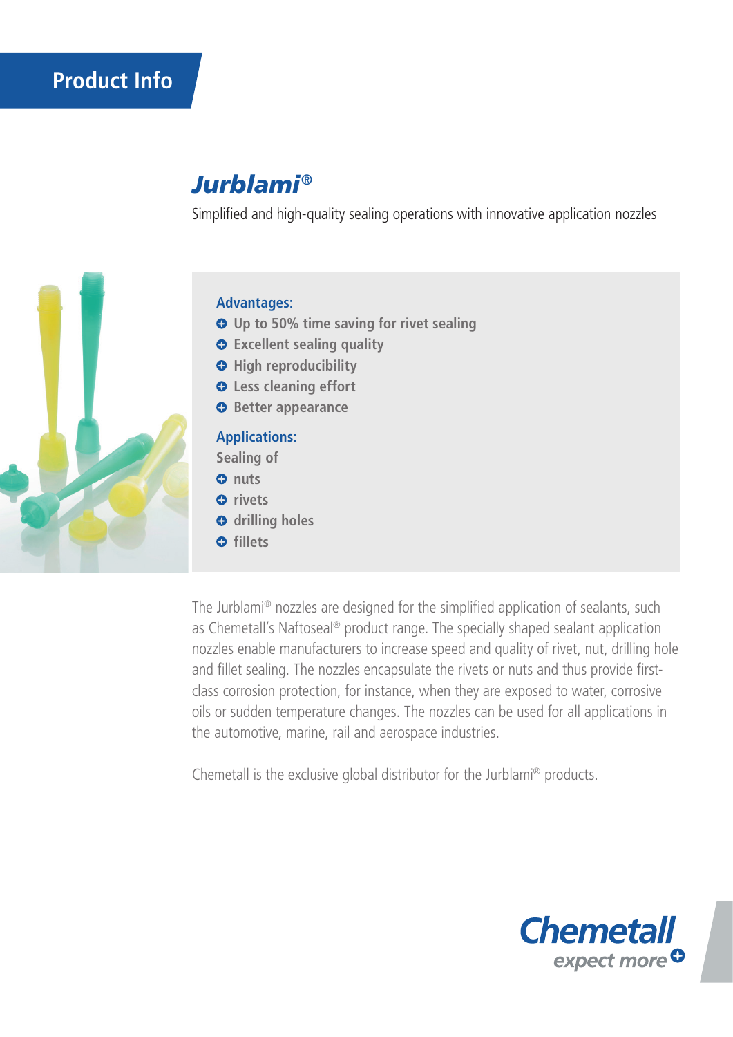# Product Info

## *Jurblami®*

Simplified and high-quality sealing operations with innovative application nozzles

**Advantages:**

- Up to 50% time saving for rivet sealing
- Excellent sealing quality
- High reproducibility
- Less cleaning effort
- Better appearance

**Applications:**

Sealing of

- nuts
- rivets
- drilling holes
- fillets

The Jurblami® nozzles are designed for the simplified application of sealants, such as Chemetall's Naftoseal® product range. The specially shaped sealant application nozzles enable manufacturers to increase speed and quality of rivet, nut, drilling hole and fillet sealing. The nozzles encapsulate the rivets or nuts and thus provide first-class corrosion protection, for instance, when they are exposed to water, corrosive oils or sudden temperature changes. The nozzles can be used for all applications in the automotive, marine, rail and aerospace industries.

Chemetall is the exclusive global distributor for the Jurblami® products.

Chemetall
expect more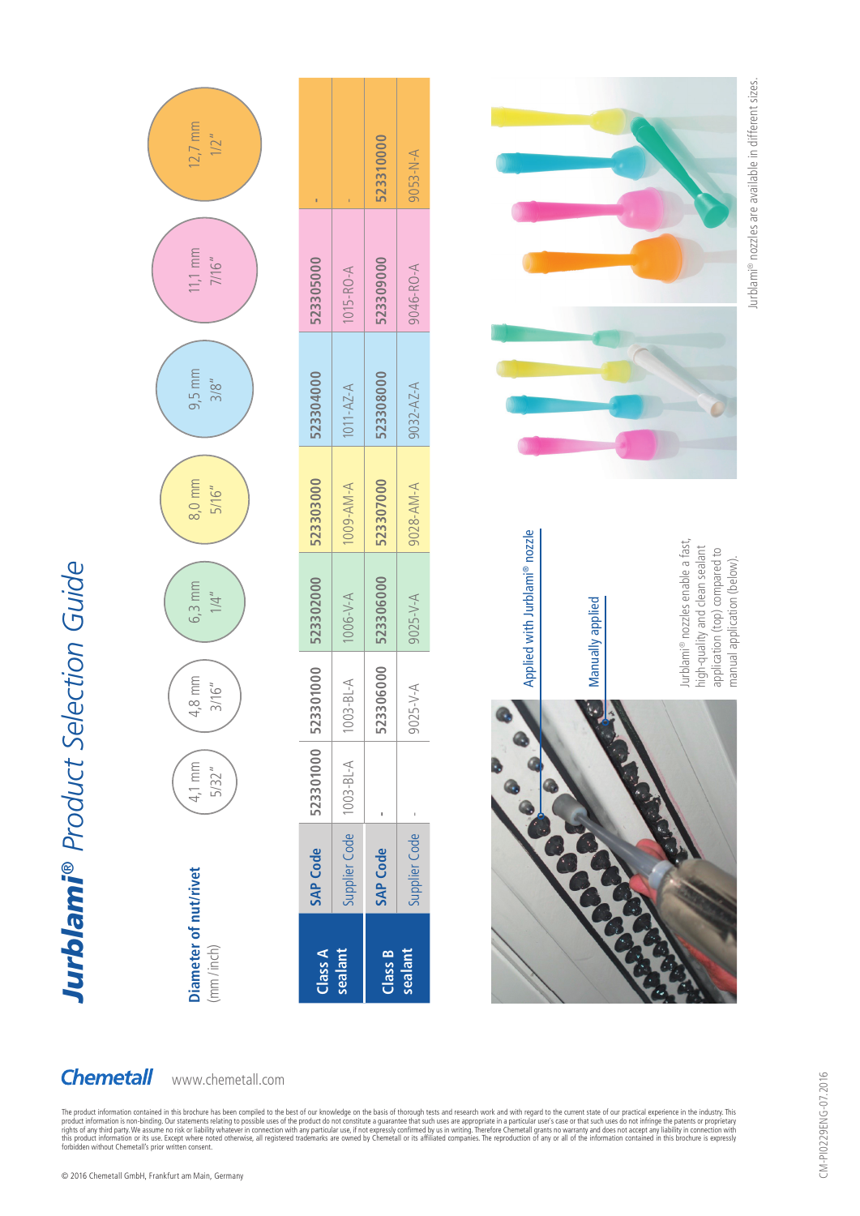# Jurblami® Product Selection Guide

| Diameter of nut/rivet (mm / inch) | | 4,1 mm 5/32" | 4,8 mm 3/16" | 6,3 mm 1/4" | 8,0 mm 5/16" | 9,5 mm 3/8" | 11,1 mm 7/16" | 12,7 mm 1/2" |
|---|---|---|---|---|---|---|---|---|
| Class A sealant | SAP Code | 523301000 | 523301000 | 523302000 | 523303000 | 523304000 | 523305000 | - |
| | Supplier Code | 1003-BL-A | 1003-BL-A | 1006-V-A | 1009-AM-A | 1011-AZ-A | 1015-RO-A | - |
| Class B sealant | SAP Code | - | 523306000 | 523306000 | 523307000 | 523308000 | 523309000 | 523310000 |
| | Supplier Code | - | 9025-V-A | 9025-V-A | 9028-AM-A | 9032-AZ-A | 9046-RO-A | 9053-N-A |

Applied with Jurblami® nozzle

Manually applied

Jurblami® nozzles enable a fast, high-quality and clean sealant application (top) compared to manual application (below).

Jurblami® nozzles are available in different sizes.

Chemetall www.chemetall.com

The product information contained in this brochure has been compiled to the best of our knowledge on the basis of thorough tests and research work and with regard to the current state of our practical experience in the industry. This product information is non-binding. Our statements relating to possible uses of the product do not constitute a guarantee that such uses are appropriate in a particular user's case or that such uses do not infringe the patents or proprietary rights of any third party. We assume no risk or liability whatever in connection with any particular use, if not expressly confirmed by us in writing. Therefore Chemetall grants no warranty and does not accept any liability in connection with this product information or its use. Except where noted otherwise, all registered trademarks are owned by Chemetall or its affiliated companies. The reproduction of any or all of the information contained in this brochure is expressly forbidden without Chemetall's prior written consent.

© 2016 Chemetall GmbH, Frankfurt am Main, Germany

CM-PI0229ENG-07.2016